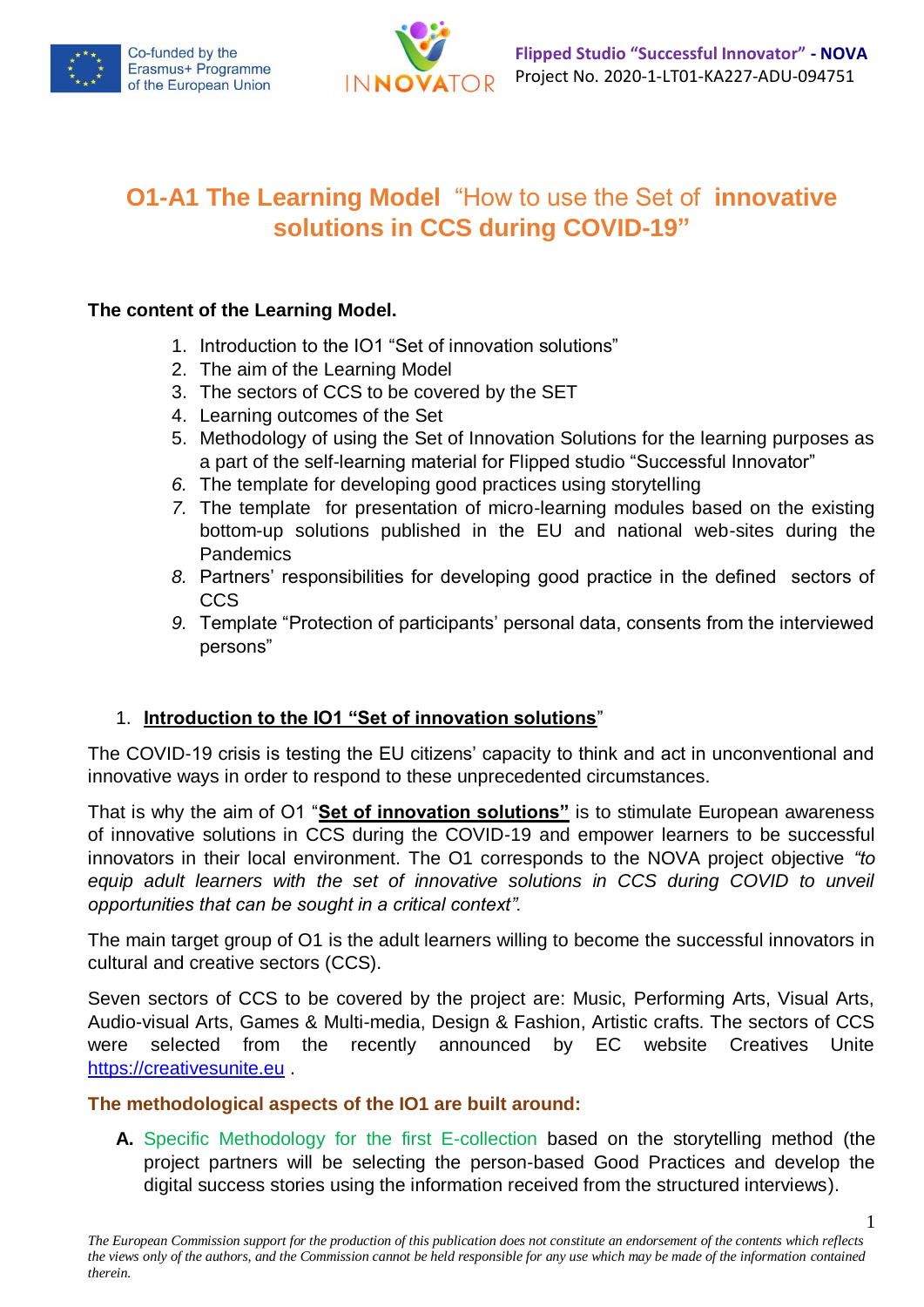# O1-A1 The Learning Model "How to use the Set of **innovative solutions in CCS during COVID-19"**

**The content of the Learning Model.**

1. Introduction to the IO1 "Set of innovation solutions"
2. The aim of the Learning Model
3. The sectors of CCS to be covered by the SET
4. Learning outcomes of the Set
5. Methodology of using the Set of Innovation Solutions for the learning purposes as a part of the self-learning material for Flipped studio "Successful Innovator"
6. The template for developing good practices using storytelling
7. The template for presentation of micro-learning modules based on the existing bottom-up solutions published in the EU and national web-sites during the Pandemics
8. Partners' responsibilities for developing good practice in the defined sectors of CCS
9. Template "Protection of participants' personal data, consents from the interviewed persons"

## 1. Introduction to the IO1 "Set of innovation solutions"

The COVID-19 crisis is testing the EU citizens' capacity to think and act in unconventional and innovative ways in order to respond to these unprecedented circumstances.

That is why the aim of O1 "**Set of innovation solutions"** is to stimulate European awareness of innovative solutions in CCS during the COVID-19 and empower learners to be successful innovators in their local environment. The O1 corresponds to the NOVA project objective *"to equip adult learners with the set of innovative solutions in CCS during COVID to unveil opportunities that can be sought in a critical context".*

The main target group of O1 is the adult learners willing to become the successful innovators in cultural and creative sectors (CCS).

Seven sectors of CCS to be covered by the project are: Music, Performing Arts, Visual Arts, Audio-visual Arts, Games & Multi-media, Design & Fashion, Artistic crafts. The sectors of CCS were selected from the recently announced by EC website Creatives Unite https://creativesunite.eu .

**The methodological aspects of the IO1 are built around:**

**A.** Specific Methodology for the first E-collection based on the storytelling method (the project partners will be selecting the person-based Good Practices and develop the digital success stories using the information received from the structured interviews).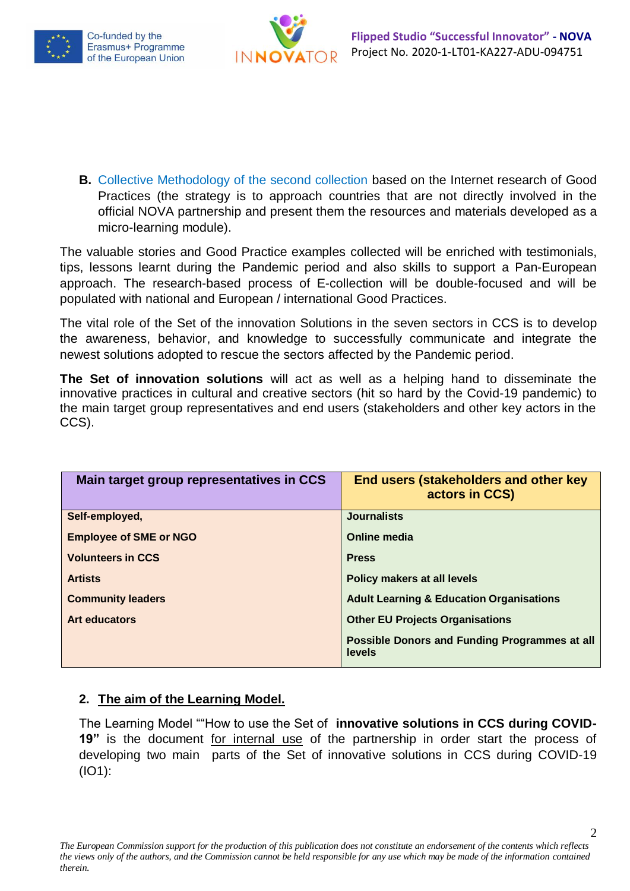**B.** Collective Methodology of the second collection based on the Internet research of Good Practices (the strategy is to approach countries that are not directly involved in the official NOVA partnership and present them the resources and materials developed as a micro-learning module).

The valuable stories and Good Practice examples collected will be enriched with testimonials, tips, lessons learnt during the Pandemic period and also skills to support a Pan-European approach. The research-based process of E-collection will be double-focused and will be populated with national and European / international Good Practices.

The vital role of the Set of the innovation Solutions in the seven sectors in CCS is to develop the awareness, behavior, and knowledge to successfully communicate and integrate the newest solutions adopted to rescue the sectors affected by the Pandemic period.

**The Set of innovation solutions** will act as well as a helping hand to disseminate the innovative practices in cultural and creative sectors (hit so hard by the Covid-19 pandemic) to the main target group representatives and end users (stakeholders and other key actors in the CCS).

| Main target group representatives in CCS | End users (stakeholders and other key actors in CCS) |
|---|---|
| **Self-employed,** | **Journalists** |
| **Employee of SME or NGO** | **Online media** |
| **Volunteers in CCS** | **Press** |
| **Artists** | **Policy makers at all levels** |
| **Community leaders** | **Adult Learning & Education Organisations** |
| **Art educators** | **Other EU Projects Organisations** |
| | **Possible Donors and Funding Programmes at all levels** |

## 2. The aim of the Learning Model.

The Learning Model ""How to use the Set of **innovative solutions in CCS during COVID-19"** is the document for internal use of the partnership in order start the process of developing two main parts of the Set of innovative solutions in CCS during COVID-19 (IO1):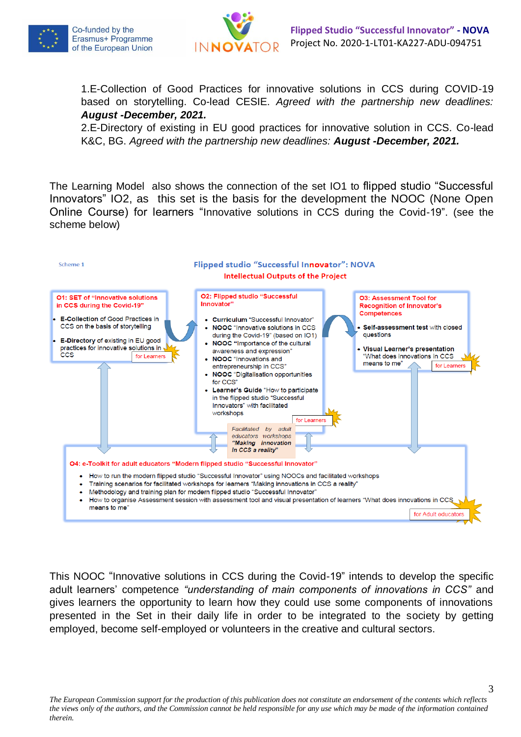1.E-Collection of Good Practices for innovative solutions in CCS during COVID-19 based on storytelling. Co-lead CESIE. *Agreed with the partnership new deadlines:* ***August -December, 2021.***
2.E-Directory of existing in EU good practices for innovative solution in CCS. Co-lead K&C, BG. *Agreed with the partnership new deadlines:* ***August -December, 2021.***

The Learning Model also shows the connection of the set IO1 to flipped studio "Successful Innovators" IO2, as this set is the basis for the development the NOOC (None Open Online Course) for learners "Innovative solutions in CCS during the Covid-19". (see the scheme below)

Scheme 1

**Flipped studio "Successful Innovator": NOVA**

**Intellectual Outputs of the Project**

**O1: SET of "Innovative solutions in CCS during the Covid-19"**

- **E-Collection** of Good Practices in CCS on the basis of storytelling
- **E-Directory** of existing in EU good practices for innovative solutions in CCS

for Learners

**O2: Flipped studio "Successful Innovator"**

- **Curriculum** "Successful Innovator"
- **NOOC** "Innovative solutions in CCS during the Covid-19" (based on IO1)
- **NOOC** "Importance of the cultural awareness and expression"
- **NOOC** "Innovations and entrepreneurship in CCS"
- **NOOC** "Digitalisation opportunities for CCS"
- **Learner's Guide** "How to participate in the flipped studio "Successful Innovators" with facilitated workshops

for Learners

*Facilitated by adult educators workshops* ***"Making innovation in CCS a reality"***

**O3: Assessment Tool for Recognition of Innovator's Competences**

- **Self-assessment test** with closed questions
- **Visual Learner's presentation** "What does innovations in CCS means to me"

for Learners

**O4: e-Toolkit for adult educators "Modern flipped studio "Successful Innovator"**

- How to run the modern flipped studio "Successful Innovator" using NOOCs and facilitated workshops
- Training scenarios for facilitated workshops for learners "Making innovations in CCS a reality"
- Methodology and training plan for modern flipped studio "Successful Innovator"
- How to organise Assessment session with assessment tool and visual presentation of learners "What does innovations in CCS means to me"

for Adult educators

This NOOC "Innovative solutions in CCS during the Covid-19" intends to develop the specific adult learners' competence *"understanding of main components of innovations in CCS"* and gives learners the opportunity to learn how they could use some components of innovations presented in the Set in their daily life in order to be integrated to the society by getting employed, become self-employed or volunteers in the creative and cultural sectors.

*The European Commission support for the production of this publication does not constitute an endorsement of the contents which reflects the views only of the authors, and the Commission cannot be held responsible for any use which may be made of the information contained therein.*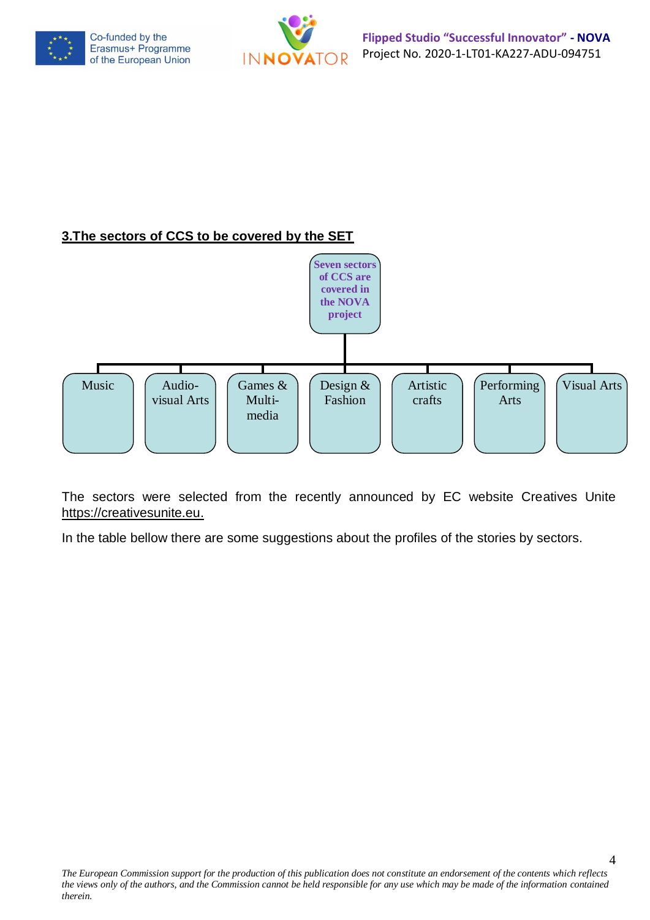## 3.The sectors of CCS to be covered by the SET

**Seven sectors of CCS are covered in the NOVA project**

- Music
- Audio-visual Arts
- Games & Multi-media
- Design & Fashion
- Artistic crafts
- Performing Arts
- Visual Arts

The sectors were selected from the recently announced by EC website Creatives Unite https://creativesunite.eu.

In the table bellow there are some suggestions about the profiles of the stories by sectors.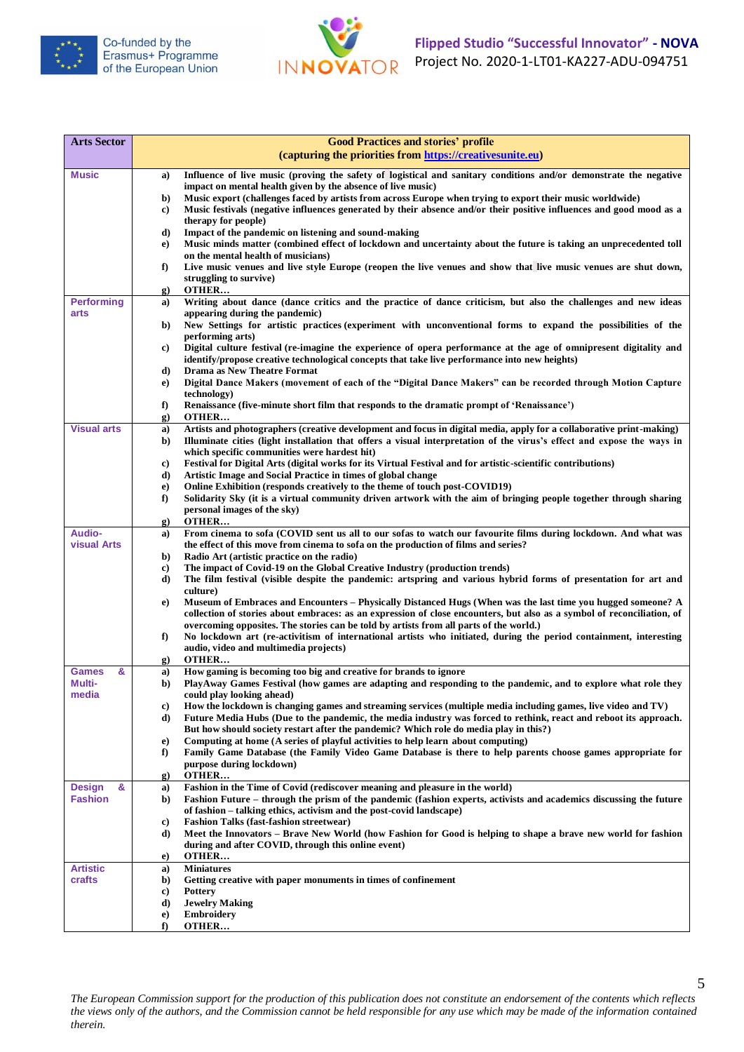| Arts Sector | Good Practices and stories' profile (capturing the priorities from https://creativesunite.eu) |
|---|---|
| **Music** | **a)** Influence of live music (proving the safety of logistical and sanitary conditions and/or demonstrate the negative impact on mental health given by the absence of live music)<br>**b)** Music export (challenges faced by artists from across Europe when trying to export their music worldwide)<br>**c)** Music festivals (negative influences generated by their absence and/or their positive influences and good mood as a therapy for people)<br>**d)** Impact of the pandemic on listening and sound-making<br>**e)** Music minds matter (combined effect of lockdown and uncertainty about the future is taking an unprecedented toll on the mental health of musicians)<br>**f)** Live music venues and live style Europe (reopen the live venues and show that live music venues are shut down, struggling to survive)<br>**g)** OTHER… |
| **Performing arts** | **a)** Writing about dance (dance critics and the practice of dance criticism, but also the challenges and new ideas appearing during the pandemic)<br>**b)** New Settings for artistic practices (experiment with unconventional forms to expand the possibilities of the performing arts)<br>**c)** Digital culture festival (re-imagine the experience of opera performance at the age of omnipresent digitality and identify/propose creative technological concepts that take live performance into new heights)<br>**d)** Drama as New Theatre Format<br>**e)** Digital Dance Makers (movement of each of the "Digital Dance Makers" can be recorded through Motion Capture technology)<br>**f)** Renaissance (five-minute short film that responds to the dramatic prompt of 'Renaissance')<br>**g)** OTHER… |
| **Visual arts** | **a)** Artists and photographers (creative development and focus in digital media, apply for a collaborative print-making)<br>**b)** Illuminate cities (light installation that offers a visual interpretation of the virus's effect and expose the ways in which specific communities were hardest hit)<br>**c)** Festival for Digital Arts (digital works for its Virtual Festival and for artistic-scientific contributions)<br>**d)** Artistic Image and Social Practice in times of global change<br>**e)** Online Exhibition (responds creatively to the theme of touch post-COVID19)<br>**f)** Solidarity Sky (it is a virtual community driven artwork with the aim of bringing people together through sharing personal images of the sky)<br>**g)** OTHER… |
| **Audio-visual Arts** | **a)** From cinema to sofa (COVID sent us all to our sofas to watch our favourite films during lockdown. And what was the effect of this move from cinema to sofa on the production of films and series?<br>**b)** Radio Art (artistic practice on the radio)<br>**c)** The impact of Covid-19 on the Global Creative Industry (production trends)<br>**d)** The film festival (visible despite the pandemic: artspring and various hybrid forms of presentation for art and culture)<br>**e)** Museum of Embraces and Encounters – Physically Distanced Hugs (When was the last time you hugged someone? A collection of stories about embraces: as an expression of close encounters, but also as a symbol of reconciliation, of overcoming opposites. The stories can be told by artists from all parts of the world.)<br>**f)** No lockdown art (re-activitism of international artists who initiated, during the period containment, interesting audio, video and multimedia projects)<br>**g)** OTHER… |
| **Games & Multi-media** | **a)** How gaming is becoming too big and creative for brands to ignore<br>**b)** PlayAway Games Festival (how games are adapting and responding to the pandemic, and to explore what role they could play looking ahead)<br>**c)** How the lockdown is changing games and streaming services (multiple media including games, live video and TV)<br>**d)** Future Media Hubs (Due to the pandemic, the media industry was forced to rethink, react and reboot its approach. But how should society restart after the pandemic? Which role do media play in this?)<br>**e)** Computing at home (A series of playful activities to help learn about computing)<br>**f)** Family Game Database (the Family Video Game Database is there to help parents choose games appropriate for purpose during lockdown)<br>**g)** OTHER… |
| **Design & Fashion** | **a)** Fashion in the Time of Covid (rediscover meaning and pleasure in the world)<br>**b)** Fashion Future – through the prism of the pandemic (fashion experts, activists and academics discussing the future of fashion – talking ethics, activism and the post-covid landscape)<br>**c)** Fashion Talks (fast-fashion streetwear)<br>**d)** Meet the Innovators – Brave New World (how Fashion for Good is helping to shape a brave new world for fashion during and after COVID, through this online event)<br>**e)** OTHER… |
| **Artistic crafts** | **a)** Miniatures<br>**b)** Getting creative with paper monuments in times of confinement<br>**c)** Pottery<br>**d)** Jewelry Making<br>**e)** Embroidery<br>**f)** OTHER… |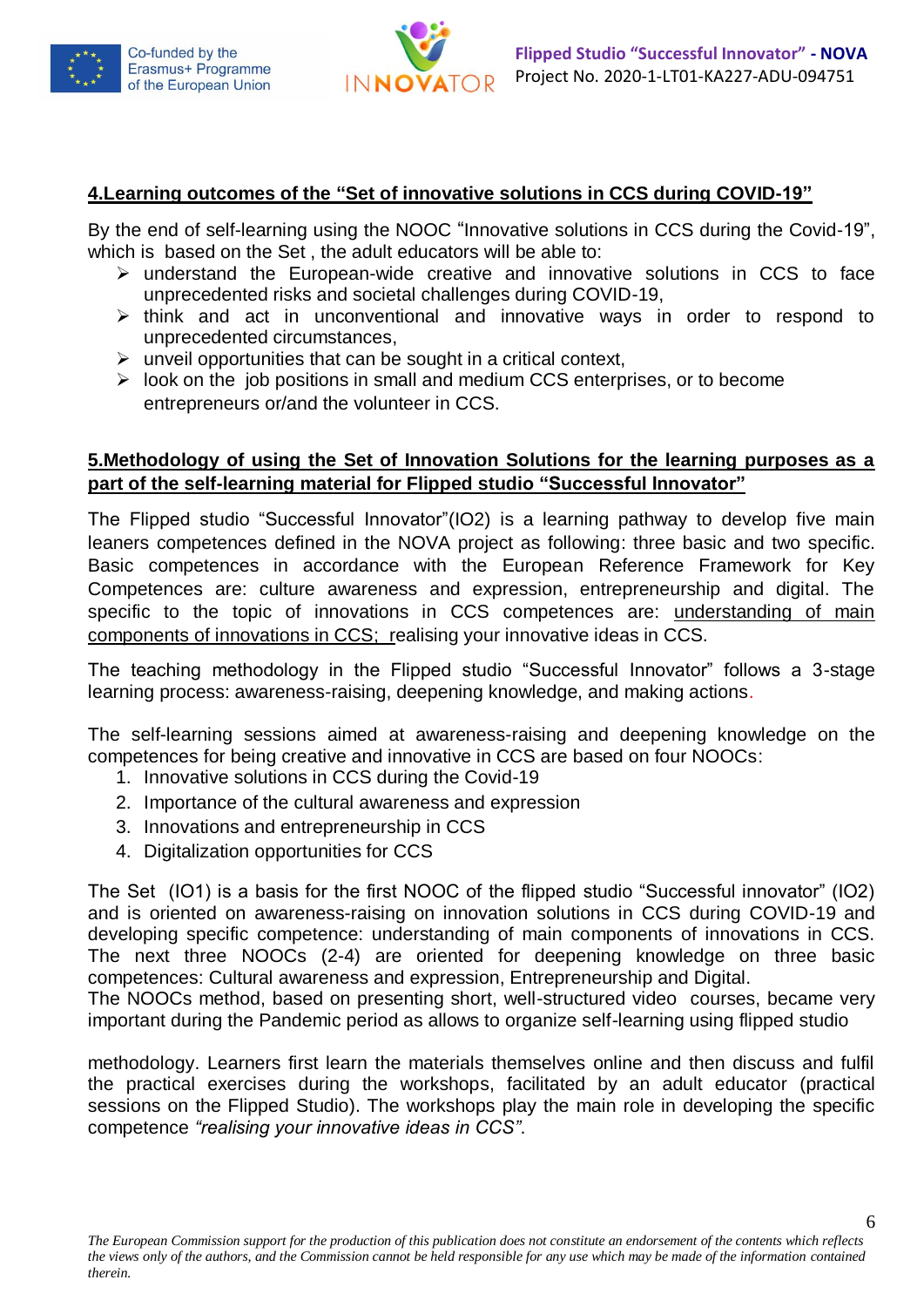## 4.Learning outcomes of the "Set of innovative solutions in CCS during COVID-19"

By the end of self-learning using the NOOC "Innovative solutions in CCS during the Covid-19", which is based on the Set , the adult educators will be able to:

- understand the European-wide creative and innovative solutions in CCS to face unprecedented risks and societal challenges during COVID-19,
- think and act in unconventional and innovative ways in order to respond to unprecedented circumstances,
- unveil opportunities that can be sought in a critical context,
- look on the job positions in small and medium CCS enterprises, or to become entrepreneurs or/and the volunteer in CCS.

## 5.Methodology of using the Set of Innovation Solutions for the learning purposes as a part of the self-learning material for Flipped studio "Successful Innovator"

The Flipped studio "Successful Innovator"(IO2) is a learning pathway to develop five main leaners competences defined in the NOVA project as following: three basic and two specific. Basic competences in accordance with the European Reference Framework for Key Competences are: culture awareness and expression, entrepreneurship and digital. The specific to the topic of innovations in CCS competences are: understanding of main components of innovations in CCS; realising your innovative ideas in CCS.

The teaching methodology in the Flipped studio "Successful Innovator" follows a 3-stage learning process: awareness-raising, deepening knowledge, and making actions.

The self-learning sessions aimed at awareness-raising and deepening knowledge on the competences for being creative and innovative in CCS are based on four NOOCs:

1. Innovative solutions in CCS during the Covid-19
2. Importance of the cultural awareness and expression
3. Innovations and entrepreneurship in CCS
4. Digitalization opportunities for CCS

The Set (IO1) is a basis for the first NOOC of the flipped studio "Successful innovator" (IO2) and is oriented on awareness-raising on innovation solutions in CCS during COVID-19 and developing specific competence: understanding of main components of innovations in CCS. The next three NOOCs (2-4) are oriented for deepening knowledge on three basic competences: Cultural awareness and expression, Entrepreneurship and Digital.
The NOOCs method, based on presenting short, well-structured video courses, became very important during the Pandemic period as allows to organize self-learning using flipped studio

methodology. Learners first learn the materials themselves online and then discuss and fulfil the practical exercises during the workshops, facilitated by an adult educator (practical sessions on the Flipped Studio). The workshops play the main role in developing the specific competence *"realising your innovative ideas in CCS".*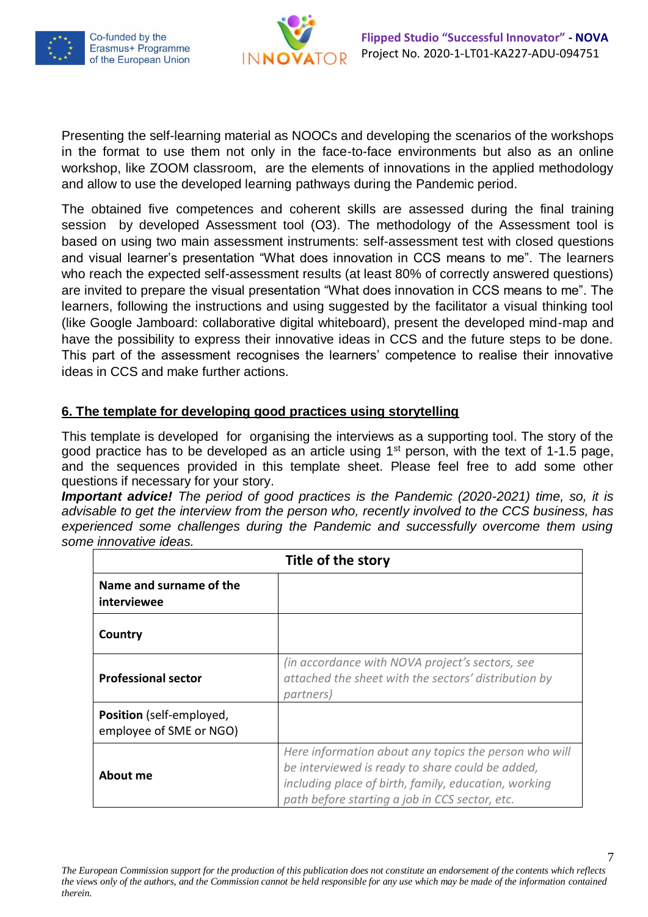Presenting the self-learning material as NOOCs and developing the scenarios of the workshops in the format to use them not only in the face-to-face environments but also as an online workshop, like ZOOM classroom, are the elements of innovations in the applied methodology and allow to use the developed learning pathways during the Pandemic period.

The obtained five competences and coherent skills are assessed during the final training session by developed Assessment tool (O3). The methodology of the Assessment tool is based on using two main assessment instruments: self-assessment test with closed questions and visual learner's presentation "What does innovation in CCS means to me". The learners who reach the expected self-assessment results (at least 80% of correctly answered questions) are invited to prepare the visual presentation "What does innovation in CCS means to me". The learners, following the instructions and using suggested by the facilitator a visual thinking tool (like Google Jamboard: collaborative digital whiteboard), present the developed mind-map and have the possibility to express their innovative ideas in CCS and the future steps to be done. This part of the assessment recognises the learners' competence to realise their innovative ideas in CCS and make further actions.

## 6. The template for developing good practices using storytelling

This template is developed for organising the interviews as a supporting tool. The story of the good practice has to be developed as an article using 1st person, with the text of 1-1.5 page, and the sequences provided in this template sheet. Please feel free to add some other questions if necessary for your story.

***Important advice!*** *The period of good practices is the Pandemic (2020-2021) time, so, it is advisable to get the interview from the person who, recently involved to the CCS business, has experienced some challenges during the Pandemic and successfully overcome them using some innovative ideas.*

| Title of the story | |
|---|---|
| **Name and surname of the interviewee** | |
| **Country** | |
| **Professional sector** | *(in accordance with NOVA project's sectors, see attached the sheet with the sectors' distribution by partners)* |
| **Position** (self-employed, employee of SME or NGO) | |
| **About me** | *Here information about any topics the person who will be interviewed is ready to share could be added, including place of birth, family, education, working path before starting a job in CCS sector, etc.* |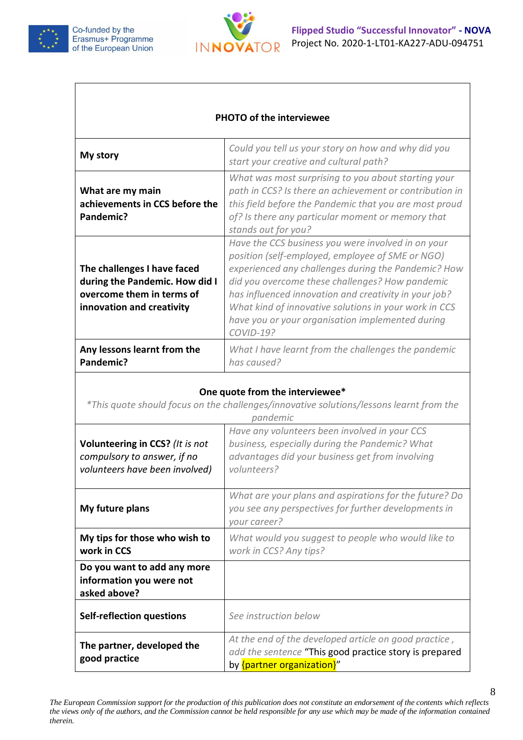| PHOTO of the interviewee | |
|---|---|
| **My story** | *Could you tell us your story on how and why did you start your creative and cultural path?* |
| **What are my main achievements in CCS before the Pandemic?** | *What was most surprising to you about starting your path in CCS? Is there an achievement or contribution in this field before the Pandemic that you are most proud of? Is there any particular moment or memory that stands out for you?* |
| **The challenges I have faced during the Pandemic. How did I overcome them in terms of innovation and creativity** | *Have the CCS business you were involved in on your position (self-employed, employee of SME or NGO) experienced any challenges during the Pandemic? How did you overcome these challenges? How pandemic has influenced innovation and creativity in your job? What kind of innovative solutions in your work in CCS have you or your organisation implemented during COVID-19?* |
| **Any lessons learnt from the Pandemic?** | *What I have learnt from the challenges the pandemic has caused?* |
| **One quote from the interviewee*** *\*This quote should focus on the challenges/innovative solutions/lessons learnt from the pandemic* | |
| **Volunteering in CCS?** *(It is not compulsory to answer, if no volunteers have been involved)* | *Have any volunteers been involved in your CCS business, especially during the Pandemic? What advantages did your business get from involving volunteers?* |
| **My future plans** | *What are your plans and aspirations for the future? Do you see any perspectives for further developments in your career?* |
| **My tips for those who wish to work in CCS** | *What would you suggest to people who would like to work in CCS? Any tips?* |
| **Do you want to add any more information you were not asked above?** | |
| **Self-reflection questions** | *See instruction below* |
| **The partner, developed the good practice** | *At the end of the developed article on good practice , add the sentence* "This good practice story is prepared by {partner organization}" |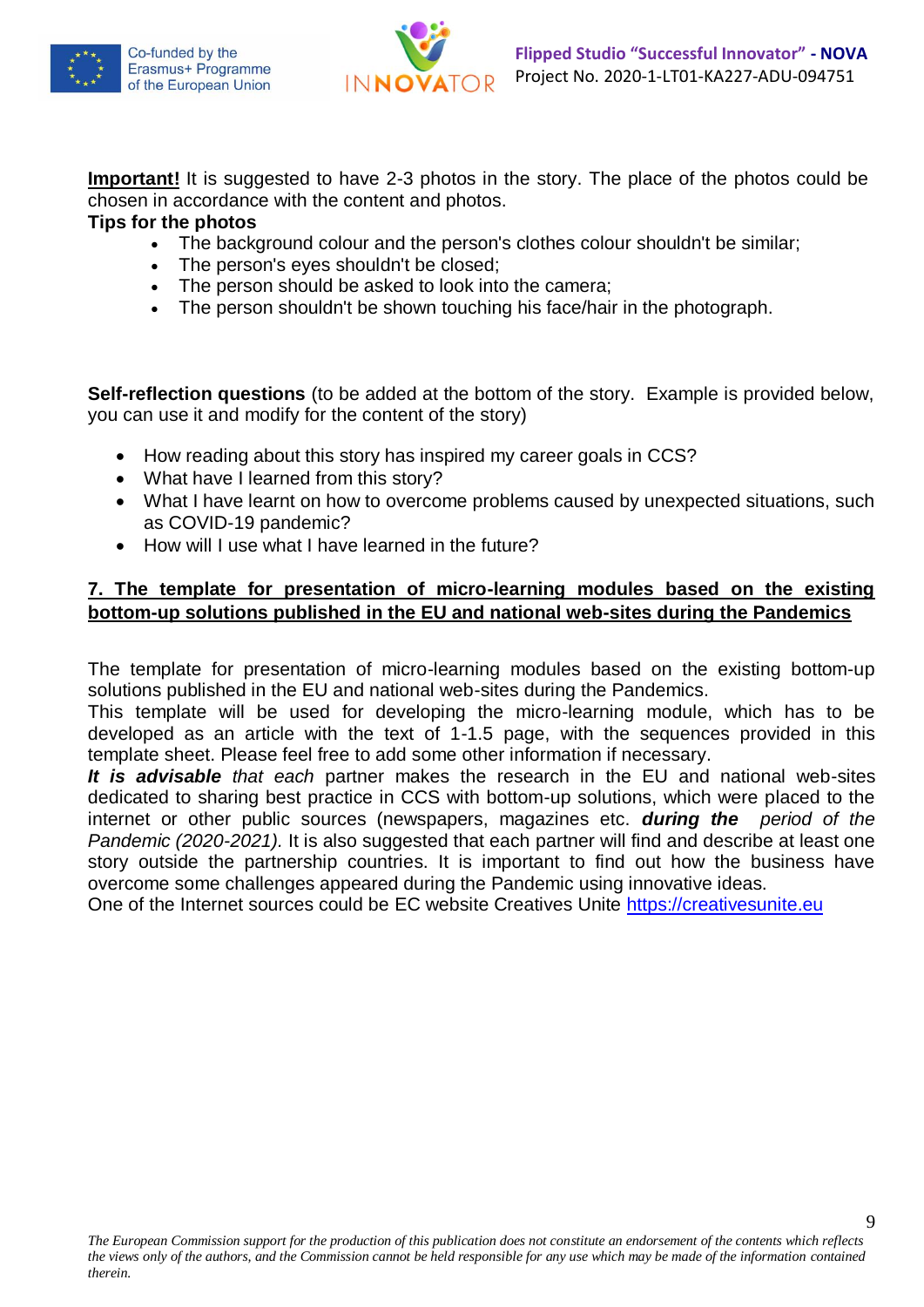**Important!** It is suggested to have 2-3 photos in the story. The place of the photos could be chosen in accordance with the content and photos.

**Tips for the photos**

- The background colour and the person's clothes colour shouldn't be similar;
- The person's eyes shouldn't be closed;
- The person should be asked to look into the camera;
- The person shouldn't be shown touching his face/hair in the photograph.

**Self-reflection questions** (to be added at the bottom of the story. Example is provided below, you can use it and modify for the content of the story)

- How reading about this story has inspired my career goals in CCS?
- What have I learned from this story?
- What I have learnt on how to overcome problems caused by unexpected situations, such as COVID-19 pandemic?
- How will I use what I have learned in the future?

## 7. The template for presentation of micro-learning modules based on the existing bottom-up solutions published in the EU and national web-sites during the Pandemics

The template for presentation of micro-learning modules based on the existing bottom-up solutions published in the EU and national web-sites during the Pandemics.

This template will be used for developing the micro-learning module, which has to be developed as an article with the text of 1-1.5 page, with the sequences provided in this template sheet. Please feel free to add some other information if necessary.

***It is advisable*** *that each* partner makes the research in the EU and national web-sites dedicated to sharing best practice in CCS with bottom-up solutions, which were placed to the internet or other public sources (newspapers, magazines etc. ***during the*** *period of the Pandemic (2020-2021).* It is also suggested that each partner will find and describe at least one story outside the partnership countries. It is important to find out how the business have overcome some challenges appeared during the Pandemic using innovative ideas.

One of the Internet sources could be EC website Creatives Unite https://creativesunite.eu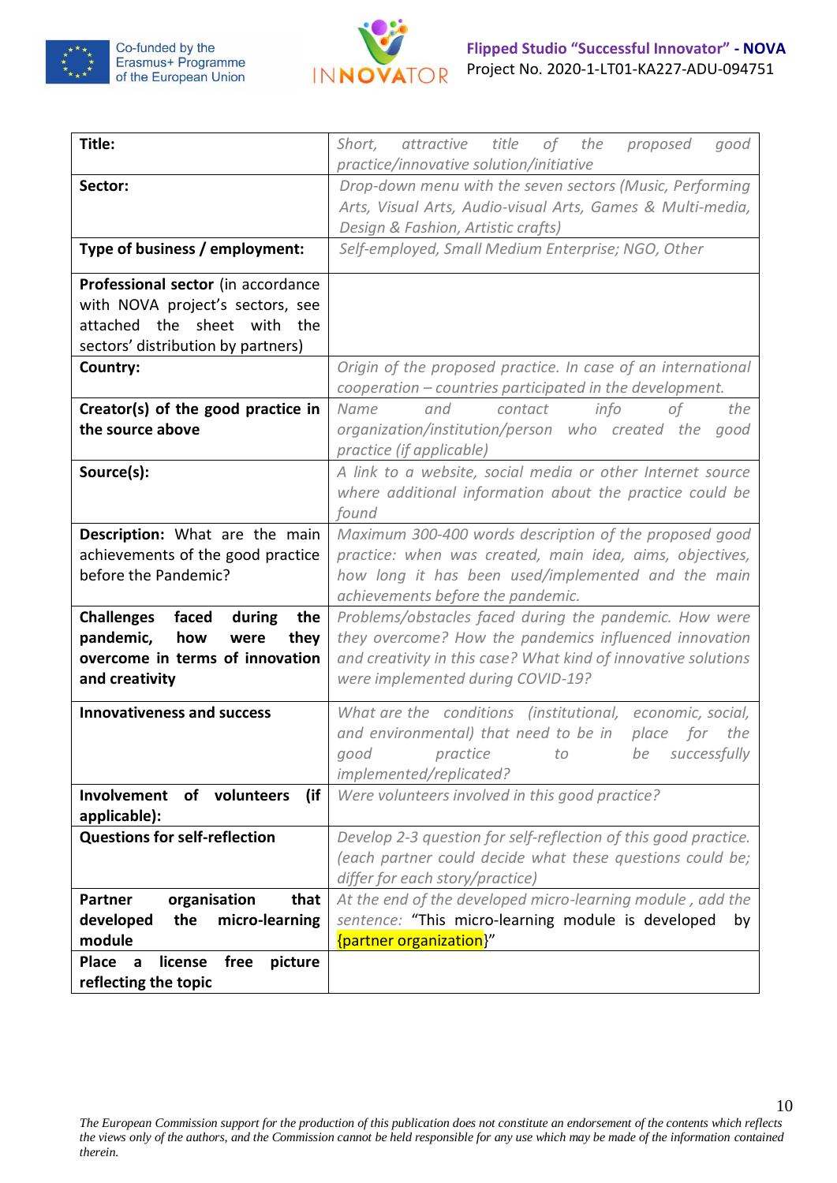| Title: | *Short, attractive title of the proposed good practice/innovative solution/initiative* |
|---|---|
| **Sector:** | *Drop-down menu with the seven sectors (Music, Performing Arts, Visual Arts, Audio-visual Arts, Games & Multi-media, Design & Fashion, Artistic crafts)* |
| **Type of business / employment:** | *Self-employed, Small Medium Enterprise; NGO, Other* |
| **Professional sector** (in accordance with NOVA project's sectors, see attached the sheet with the sectors' distribution by partners) | |
| **Country:** | *Origin of the proposed practice. In case of an international cooperation – countries participated in the development.* |
| **Creator(s) of the good practice in the source above** | *Name and contact info of the organization/institution/person who created the good practice (if applicable)* |
| **Source(s):** | *A link to a website, social media or other Internet source where additional information about the practice could be found* |
| **Description:** What are the main achievements of the good practice before the Pandemic? | *Maximum 300-400 words description of the proposed good practice: when was created, main idea, aims, objectives, how long it has been used/implemented and the main achievements before the pandemic.* |
| **Challenges faced during the pandemic, how were they overcome in terms of innovation and creativity** | *Problems/obstacles faced during the pandemic. How were they overcome? How the pandemics influenced innovation and creativity in this case? What kind of innovative solutions were implemented during COVID-19?* |
| **Innovativeness and success** | *What are the conditions (institutional, economic, social, and environmental) that need to be in place for the good practice to be successfully implemented/replicated?* |
| **Involvement of volunteers (if applicable):** | *Were volunteers involved in this good practice?* |
| **Questions for self-reflection** | *Develop 2-3 question for self-reflection of this good practice. (each partner could decide what these questions could be; differ for each story/practice)* |
| **Partner organisation that developed the micro-learning module** | *At the end of the developed micro-learning module , add the sentence:* "This micro-learning module is developed by {partner organization}" |
| **Place a license free picture reflecting the topic** | |

*The European Commission support for the production of this publication does not constitute an endorsement of the contents which reflects the views only of the authors, and the Commission cannot be held responsible for any use which may be made of the information contained therein.*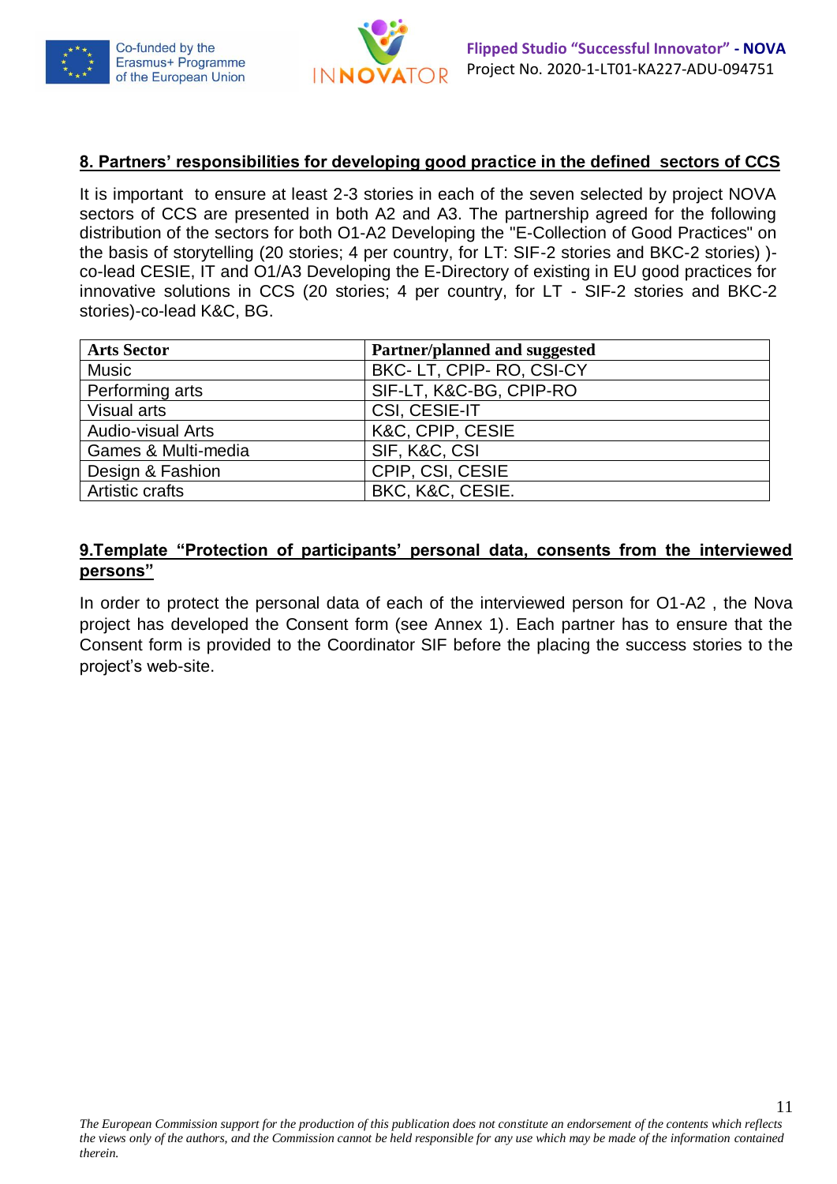## 8. Partners' responsibilities for developing good practice in the defined sectors of CCS

It is important to ensure at least 2-3 stories in each of the seven selected by project NOVA sectors of CCS are presented in both A2 and A3. The partnership agreed for the following distribution of the sectors for both O1-A2 Developing the "E-Collection of Good Practices" on the basis of storytelling (20 stories; 4 per country, for LT: SIF-2 stories and BKC-2 stories) )- co-lead CESIE, IT and O1/A3 Developing the E-Directory of existing in EU good practices for innovative solutions in CCS (20 stories; 4 per country, for LT - SIF-2 stories and BKC-2 stories)-co-lead K&C, BG.

| Arts Sector | Partner/planned and suggested |
|---|---|
| Music | BKC- LT, CPIP- RO, CSI-CY |
| Performing arts | SIF-LT, K&C-BG, CPIP-RO |
| Visual arts | CSI, CESIE-IT |
| Audio-visual Arts | K&C, CPIP, CESIE |
| Games & Multi-media | SIF, K&C, CSI |
| Design & Fashion | CPIP, CSI, CESIE |
| Artistic crafts | BKC, K&C, CESIE. |

## 9.Template "Protection of participants' personal data, consents from the interviewed persons"

In order to protect the personal data of each of the interviewed person for O1-A2 , the Nova project has developed the Consent form (see Annex 1). Each partner has to ensure that the Consent form is provided to the Coordinator SIF before the placing the success stories to the project's web-site.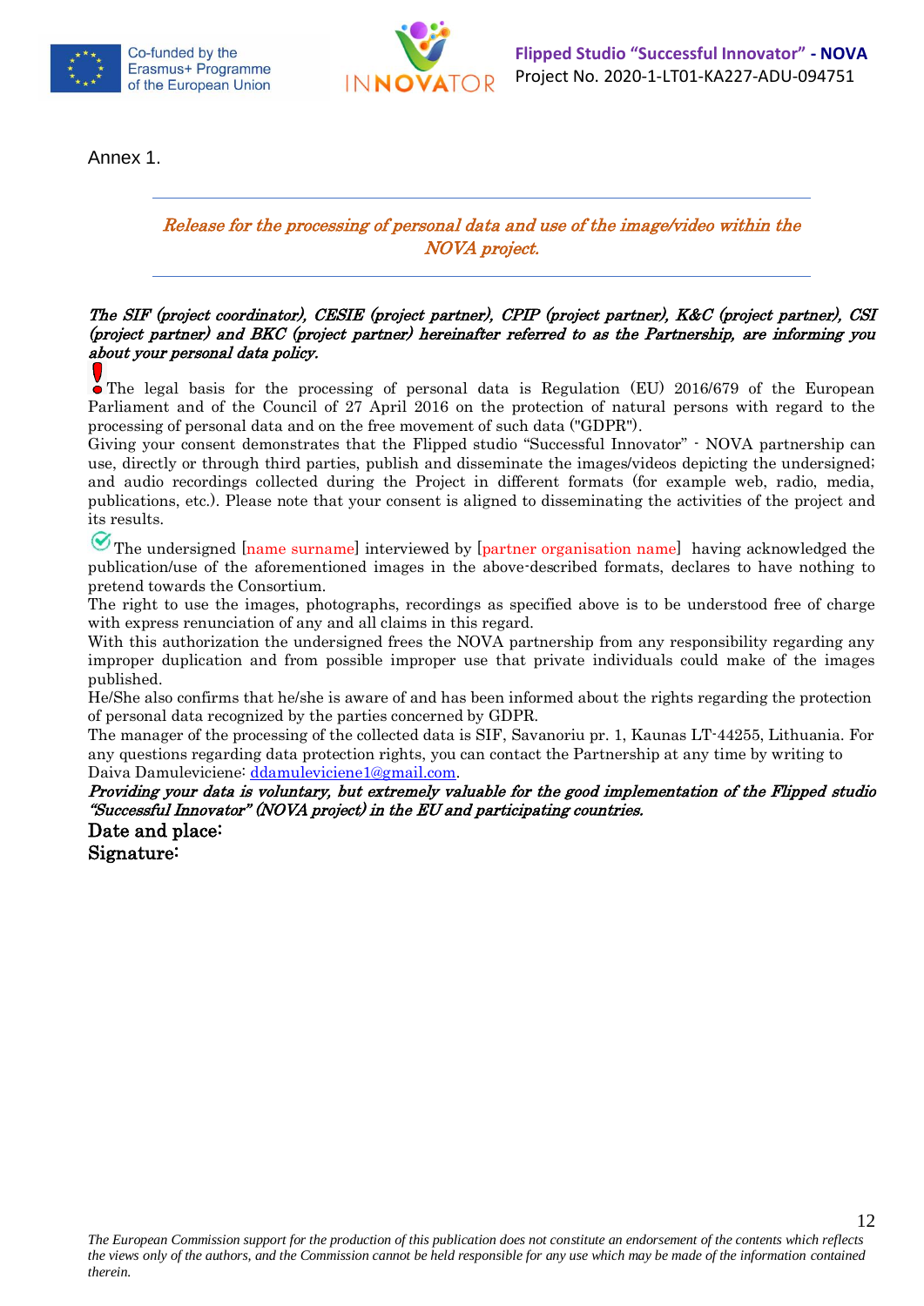Annex 1.

---

*Release for the processing of personal data and use of the image/video within the NOVA project.*

---

***The SIF (project coordinator), CESIE (project partner), CPIP (project partner), K&C (project partner), CSI (project partner) and BKC (project partner) hereinafter referred to as the Partnership, are informing you about your personal data policy.***

The legal basis for the processing of personal data is Regulation (EU) 2016/679 of the European Parliament and of the Council of 27 April 2016 on the protection of natural persons with regard to the processing of personal data and on the free movement of such data ("GDPR").

Giving your consent demonstrates that the Flipped studio "Successful Innovator" - NOVA partnership can use, directly or through third parties, publish and disseminate the images/videos depicting the undersigned; and audio recordings collected during the Project in different formats (for example web, radio, media, publications, etc.). Please note that your consent is aligned to disseminating the activities of the project and its results.

The undersigned [name surname] interviewed by [partner organisation name] having acknowledged the publication/use of the aforementioned images in the above-described formats, declares to have nothing to pretend towards the Consortium.

The right to use the images, photographs, recordings as specified above is to be understood free of charge with express renunciation of any and all claims in this regard.

With this authorization the undersigned frees the NOVA partnership from any responsibility regarding any improper duplication and from possible improper use that private individuals could make of the images published.

He/She also confirms that he/she is aware of and has been informed about the rights regarding the protection of personal data recognized by the parties concerned by GDPR.

The manager of the processing of the collected data is SIF, Savanoriu pr. 1, Kaunas LT-44255, Lithuania. For any questions regarding data protection rights, you can contact the Partnership at any time by writing to Daiva Damuleviciene: ddamuleviciene1@gmail.com.

***Providing your data is voluntary, but extremely valuable for the good implementation of the Flipped studio "Successful Innovator" (NOVA project) in the EU and participating countries.***

Date and place:

Signature:

*The European Commission support for the production of this publication does not constitute an endorsement of the contents which reflects the views only of the authors, and the Commission cannot be held responsible for any use which may be made of the information contained therein.*